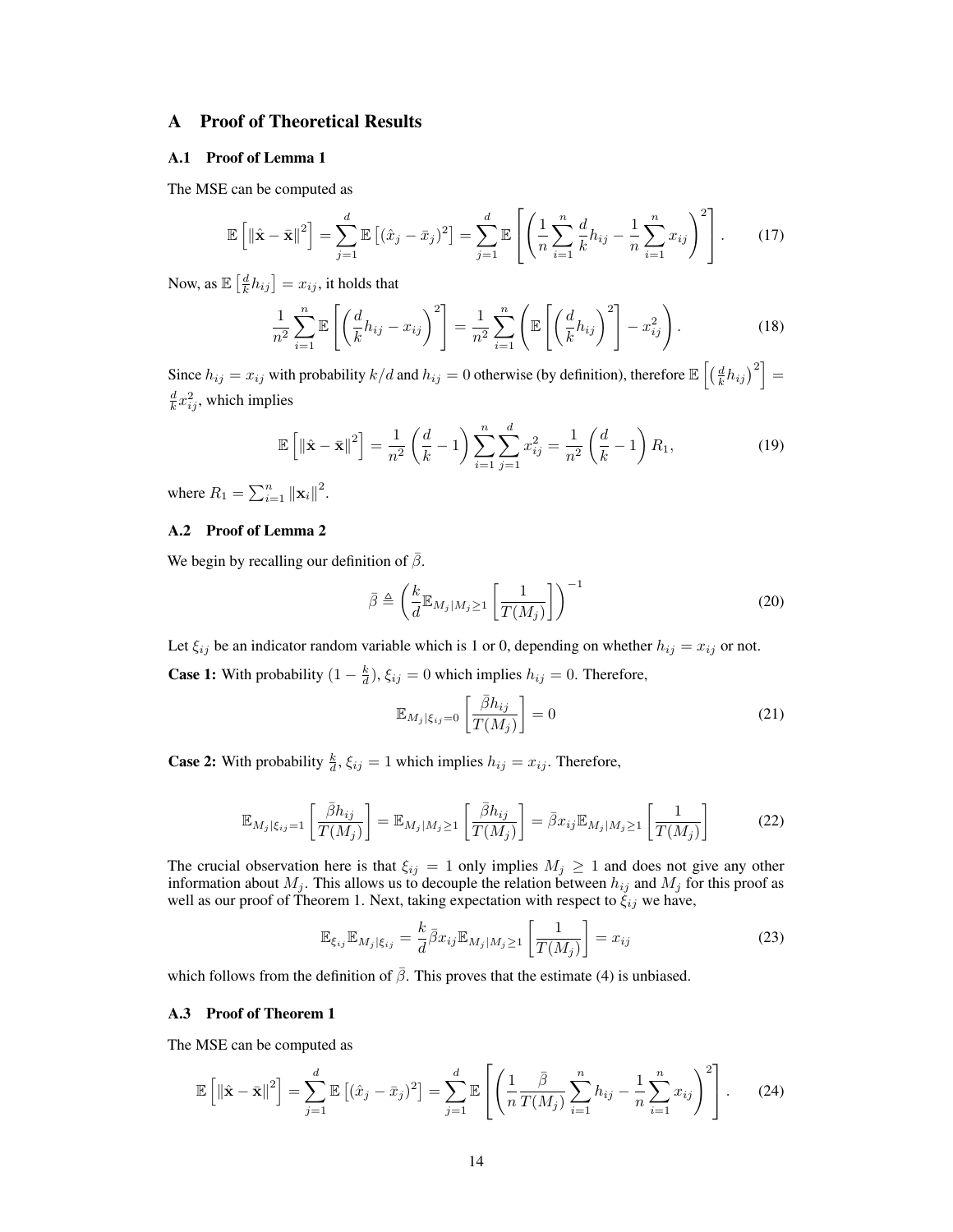# A Proof of Theoretical Results

## A.1 Proof of Lemma 1

The MSE can be computed as

$$\mathbb{E}\left[\left\|\hat{\mathbf{x}}-\bar{\mathbf{x}}\right\|^2\right]=\sum_{j=1}^{d}\mathbb{E}\left[(\hat{x}_j-\bar{x}_j)^2\right]=\sum_{j=1}^{d}\mathbb{E}\left[\left(\frac{1}{n}\sum_{i=1}^{n}\frac{d}{k}h_{ij}-\frac{1}{n}\sum_{i=1}^{n}x_{ij}\right)^2\right]. \tag{17}$$

Now, as $\mathbb{E}\left[\frac{d}{k}h_{ij}\right]=x_{ij}$, it holds that

$$\frac{1}{n^2}\sum_{i=1}^{n}\mathbb{E}\left[\left(\frac{d}{k}h_{ij}-x_{ij}\right)^2\right]=\frac{1}{n^2}\sum_{i=1}^{n}\left(\mathbb{E}\left[\left(\frac{d}{k}h_{ij}\right)^2\right]-x_{ij}^2\right). \tag{18}$$

Since $h_{ij}=x_{ij}$ with probability $k/d$ and $h_{ij}=0$ otherwise (by definition), therefore $\mathbb{E}\left[\left(\frac{d}{k}h_{ij}\right)^2\right]=\frac{d}{k}x_{ij}^2$, which implies

$$\mathbb{E}\left[\left\|\hat{\mathbf{x}}-\bar{\mathbf{x}}\right\|^2\right]=\frac{1}{n^2}\left(\frac{d}{k}-1\right)\sum_{i=1}^{n}\sum_{j=1}^{d}x_{ij}^2=\frac{1}{n^2}\left(\frac{d}{k}-1\right)R_1, \tag{19}$$

where $R_1=\sum_{i=1}^{n}\left\|\mathbf{x}_i\right\|^2$.

## A.2 Proof of Lemma 2

We begin by recalling our definition of $\bar{\beta}$.

$$\bar{\beta}\triangleq\left(\frac{k}{d}\mathbb{E}_{M_j|M_j\geq 1}\left[\frac{1}{T(M_j)}\right]\right)^{-1} \tag{20}$$

Let $\xi_{ij}$ be an indicator random variable which is 1 or 0, depending on whether $h_{ij}=x_{ij}$ or not.

**Case 1:** With probability $(1-\frac{k}{d})$, $\xi_{ij}=0$ which implies $h_{ij}=0$. Therefore,

$$\mathbb{E}_{M_j|\xi_{ij}=0}\left[\frac{\bar{\beta}h_{ij}}{T(M_j)}\right]=0 \tag{21}$$

**Case 2:** With probability $\frac{k}{d}$, $\xi_{ij}=1$ which implies $h_{ij}=x_{ij}$. Therefore,

$$\mathbb{E}_{M_j|\xi_{ij}=1}\left[\frac{\bar{\beta}h_{ij}}{T(M_j)}\right]=\mathbb{E}_{M_j|M_j\geq 1}\left[\frac{\bar{\beta}h_{ij}}{T(M_j)}\right]=\bar{\beta}x_{ij}\mathbb{E}_{M_j|M_j\geq 1}\left[\frac{1}{T(M_j)}\right] \tag{22}$$

The crucial observation here is that $\xi_{ij}=1$ only implies $M_j\geq 1$ and does not give any other information about $M_j$. This allows us to decouple the relation between $h_{ij}$ and $M_j$ for this proof as well as our proof of Theorem 1. Next, taking expectation with respect to $\xi_{ij}$ we have,

$$\mathbb{E}_{\xi_{ij}}\mathbb{E}_{M_j|\xi_{ij}}=\frac{k}{d}\bar{\beta}x_{ij}\mathbb{E}_{M_j|M_j\geq 1}\left[\frac{1}{T(M_j)}\right]=x_{ij} \tag{23}$$

which follows from the definition of $\bar{\beta}$. This proves that the estimate (4) is unbiased.

## A.3 Proof of Theorem 1

The MSE can be computed as

$$\mathbb{E}\left[\left\|\hat{\mathbf{x}}-\bar{\mathbf{x}}\right\|^2\right]=\sum_{j=1}^{d}\mathbb{E}\left[(\hat{x}_j-\bar{x}_j)^2\right]=\sum_{j=1}^{d}\mathbb{E}\left[\left(\frac{1}{n}\frac{\bar{\beta}}{T(M_j)}\sum_{i=1}^{n}h_{ij}-\frac{1}{n}\sum_{i=1}^{n}x_{ij}\right)^2\right]. \tag{24}$$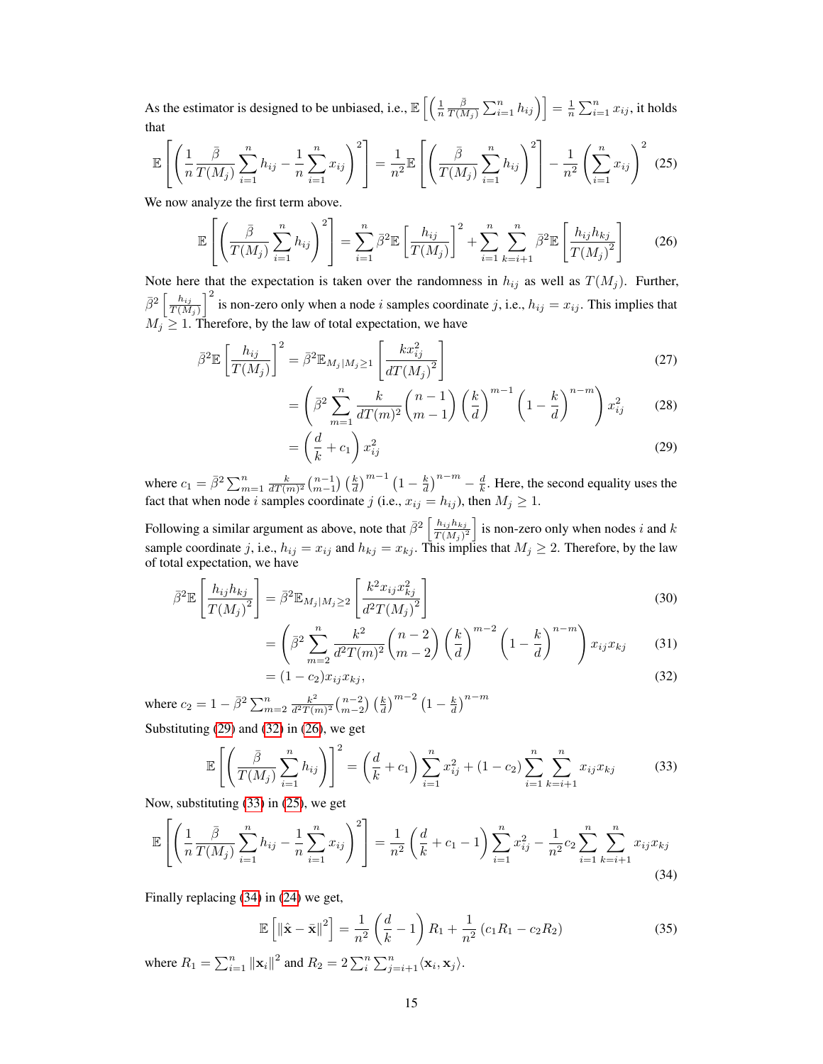As the estimator is designed to be unbiased, i.e., $\mathbb{E}\left[\left(\frac{1}{n}\frac{\bar{\beta}}{T(M_j)}\sum_{i=1}^{n} h_{ij}\right)\right] = \frac{1}{n}\sum_{i=1}^{n} x_{ij}$, it holds that

$$\mathbb{E}\left[\left(\frac{1}{n}\frac{\bar{\beta}}{T(M_j)}\sum_{i=1}^{n} h_{ij} - \frac{1}{n}\sum_{i=1}^{n} x_{ij}\right)^2\right] = \frac{1}{n^2}\mathbb{E}\left[\left(\frac{\bar{\beta}}{T(M_j)}\sum_{i=1}^{n} h_{ij}\right)^2\right] - \frac{1}{n^2}\left(\sum_{i=1}^{n} x_{ij}\right)^2 \tag{25}$$

We now analyze the first term above.

$$\mathbb{E}\left[\left(\frac{\bar{\beta}}{T(M_j)}\sum_{i=1}^{n} h_{ij}\right)^2\right] = \sum_{i=1}^{n}\bar{\beta}^2\mathbb{E}\left[\frac{h_{ij}}{T(M_j)}\right]^2 + \sum_{i=1}^{n}\sum_{k=i+1}^{n}\bar{\beta}^2\mathbb{E}\left[\frac{h_{ij}h_{kj}}{T(M_j)^2}\right] \tag{26}$$

Note here that the expectation is taken over the randomness in $h_{ij}$ as well as $T(M_j)$. Further, $\bar{\beta}^2\left[\frac{h_{ij}}{T(M_j)}\right]^2$ is non-zero only when a node $i$ samples coordinate $j$, i.e., $h_{ij} = x_{ij}$. This implies that $M_j \geq 1$. Therefore, by the law of total expectation, we have

$$\begin{aligned}
\bar{\beta}^2\mathbb{E}\left[\frac{h_{ij}}{T(M_j)}\right]^2 &= \bar{\beta}^2\mathbb{E}_{M_j|M_j\geq 1}\left[\frac{kx_{ij}^2}{dT(M_j)^2}\right] &(27)\\
&= \left(\bar{\beta}^2\sum_{m=1}^{n}\frac{k}{dT(m)^2}\binom{n-1}{m-1}\left(\frac{k}{d}\right)^{m-1}\left(1-\frac{k}{d}\right)^{n-m}\right)x_{ij}^2 &(28)\\
&= \left(\frac{d}{k} + c_1\right)x_{ij}^2 &(29)
\end{aligned}$$

where $c_1 = \bar{\beta}^2\sum_{m=1}^{n}\frac{k}{dT(m)^2}\binom{n-1}{m-1}\left(\frac{k}{d}\right)^{m-1}\left(1-\frac{k}{d}\right)^{n-m} - \frac{d}{k}$. Here, the second equality uses the fact that when node $i$ samples coordinate $j$ (i.e., $x_{ij} = h_{ij}$), then $M_j \geq 1$.

Following a similar argument as above, note that $\bar{\beta}^2\left[\frac{h_{ij}h_{kj}}{T(M_j)^2}\right]$ is non-zero only when nodes $i$ and $k$ sample coordinate $j$, i.e., $h_{ij} = x_{ij}$ and $h_{kj} = x_{kj}$. This implies that $M_j \geq 2$. Therefore, by the law of total expectation, we have

$$\begin{aligned}
\bar{\beta}^2\mathbb{E}\left[\frac{h_{ij}h_{kj}}{T(M_j)^2}\right] &= \bar{\beta}^2\mathbb{E}_{M_j|M_j\geq 2}\left[\frac{k^2x_{ij}x_{kj}^2}{d^2T(M_j)^2}\right] &(30)\\
&= \left(\bar{\beta}^2\sum_{m=2}^{n}\frac{k^2}{d^2T(m)^2}\binom{n-2}{m-2}\left(\frac{k}{d}\right)^{m-2}\left(1-\frac{k}{d}\right)^{n-m}\right)x_{ij}x_{kj} &(31)\\
&= (1-c_2)x_{ij}x_{kj}, &(32)
\end{aligned}$$

where $c_2 = 1 - \bar{\beta}^2\sum_{m=2}^{n}\frac{k^2}{d^2T(m)^2}\binom{n-2}{m-2}\left(\frac{k}{d}\right)^{m-2}\left(1-\frac{k}{d}\right)^{n-m}$

Substituting (29) and (32) in (26), we get

$$\mathbb{E}\left[\left(\frac{\bar{\beta}}{T(M_j)}\sum_{i=1}^{n} h_{ij}\right)\right]^2 = \left(\frac{d}{k} + c_1\right)\sum_{i=1}^{n} x_{ij}^2 + (1-c_2)\sum_{i=1}^{n}\sum_{k=i+1}^{n} x_{ij}x_{kj} \tag{33}$$

Now, substituting (33) in (25), we get

$$\mathbb{E}\left[\left(\frac{1}{n}\frac{\bar{\beta}}{T(M_j)}\sum_{i=1}^{n} h_{ij} - \frac{1}{n}\sum_{i=1}^{n} x_{ij}\right)^2\right] = \frac{1}{n^2}\left(\frac{d}{k} + c_1 - 1\right)\sum_{i=1}^{n} x_{ij}^2 - \frac{1}{n^2}c_2\sum_{i=1}^{n}\sum_{k=i+1}^{n} x_{ij}x_{kj} \tag{34}$$

Finally replacing (34) in (24) we get,

$$\mathbb{E}\left[\|\hat{\mathbf{x}} - \bar{\mathbf{x}}\|^2\right] = \frac{1}{n^2}\left(\frac{d}{k} - 1\right)R_1 + \frac{1}{n^2}\left(c_1R_1 - c_2R_2\right) \tag{35}$$

where $R_1 = \sum_{i=1}^{n}\|\mathbf{x}_i\|^2$ and $R_2 = 2\sum_{i}^{n}\sum_{j=i+1}^{n}\langle\mathbf{x}_i, \mathbf{x}_j\rangle$.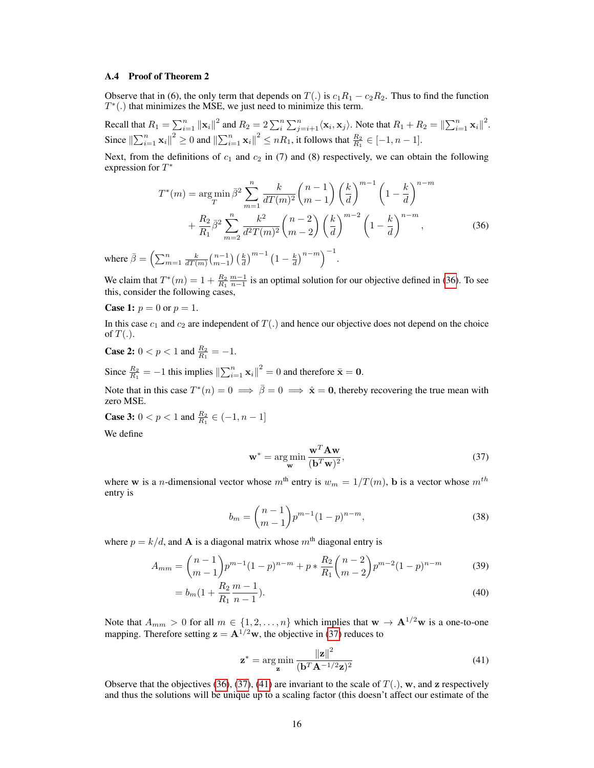### A.4 Proof of Theorem 2

Observe that in (6), the only term that depends on $T(.)$ is $c_1 R_1 - c_2 R_2$. Thus to find the function $T^*(.)$ that minimizes the MSE, we just need to minimize this term.

Recall that $R_1 = \sum_{i=1}^n \|\mathbf{x}_i\|^2$ and $R_2 = 2\sum_i^n \sum_{j=i+1}^n \langle \mathbf{x}_i, \mathbf{x}_j \rangle$. Note that $R_1 + R_2 = \|\sum_{i=1}^n \mathbf{x}_i\|^2$. Since $\|\sum_{i=1}^n \mathbf{x}_i\|^2 \geq 0$ and $\|\sum_{i=1}^n \mathbf{x}_i\|^2 \leq nR_1$, it follows that $\frac{R_2}{R_1} \in [-1, n-1]$.

Next, from the definitions of $c_1$ and $c_2$ in (7) and (8) respectively, we can obtain the following expression for $T^*$

$$T^*(m) = \arg\min_T \bar{\beta}^2 \sum_{m=1}^n \frac{k}{dT(m)^2} \binom{n-1}{m-1} \left(\frac{k}{d}\right)^{m-1} \left(1 - \frac{k}{d}\right)^{n-m} + \frac{R_2}{R_1} \bar{\beta}^2 \sum_{m=2}^n \frac{k^2}{d^2 T(m)^2} \binom{n-2}{m-2} \left(\frac{k}{d}\right)^{m-2} \left(1 - \frac{k}{d}\right)^{n-m}, \tag{36}$$

where $\bar{\beta} = \left(\sum_{m=1}^n \frac{k}{dT(m)} \binom{n-1}{m-1} \left(\frac{k}{d}\right)^{m-1} \left(1 - \frac{k}{d}\right)^{n-m}\right)^{-1}$.

We claim that $T^*(m) = 1 + \frac{R_2}{R_1} \frac{m-1}{n-1}$ is an optimal solution for our objective defined in (36). To see this, consider the following cases,

**Case 1:** $p = 0$ or $p = 1$.

In this case $c_1$ and $c_2$ are independent of $T(.)$ and hence our objective does not depend on the choice of $T(.)$.

**Case 2:** $0 < p < 1$ and $\frac{R_2}{R_1} = -1$.

Since $\frac{R_2}{R_1} = -1$ this implies $\|\sum_{i=1}^n \mathbf{x}_i\|^2 = 0$ and therefore $\bar{\mathbf{x}} = \mathbf{0}$.

Note that in this case $T^*(n) = 0 \implies \bar{\beta} = 0 \implies \hat{\mathbf{x}} = \mathbf{0}$, thereby recovering the true mean with zero MSE.

**Case 3:** $0 < p < 1$ and $\frac{R_2}{R_1} \in (-1, n-1]$

We define

$$\mathbf{w}^* = \arg\min_{\mathbf{w}} \frac{\mathbf{w}^T \mathbf{A} \mathbf{w}}{(\mathbf{b}^T \mathbf{w})^2}, \tag{37}$$

where $\mathbf{w}$ is a $n$-dimensional vector whose $m^{\text{th}}$ entry is $w_m = 1/T(m)$, $\mathbf{b}$ is a vector whose $m^{th}$ entry is

$$b_m = \binom{n-1}{m-1} p^{m-1} (1-p)^{n-m}, \tag{38}$$

where $p = k/d$, and $\mathbf{A}$ is a diagonal matrix whose $m^{\text{th}}$ diagonal entry is

$$A_{mm} = \binom{n-1}{m-1} p^{m-1} (1-p)^{n-m} + p * \frac{R_2}{R_1} \binom{n-2}{m-2} p^{m-2} (1-p)^{n-m} \tag{39}$$

$$= b_m \left(1 + \frac{R_2}{R_1} \frac{m-1}{n-1}\right). \tag{40}$$

Note that $A_{mm} > 0$ for all $m \in \{1, 2, \ldots, n\}$ which implies that $\mathbf{w} \to \mathbf{A}^{1/2}\mathbf{w}$ is a one-to-one mapping. Therefore setting $\mathbf{z} = \mathbf{A}^{1/2}\mathbf{w}$, the objective in (37) reduces to

$$\mathbf{z}^* = \arg\min_{\mathbf{z}} \frac{\|\mathbf{z}\|^2}{(\mathbf{b}^T \mathbf{A}^{-1/2} \mathbf{z})^2} \tag{41}$$

Observe that the objectives (36), (37), (41) are invariant to the scale of $T(.)$, $\mathbf{w}$, and $\mathbf{z}$ respectively and thus the solutions will be unique up to a scaling factor (this doesn't affect our estimate of the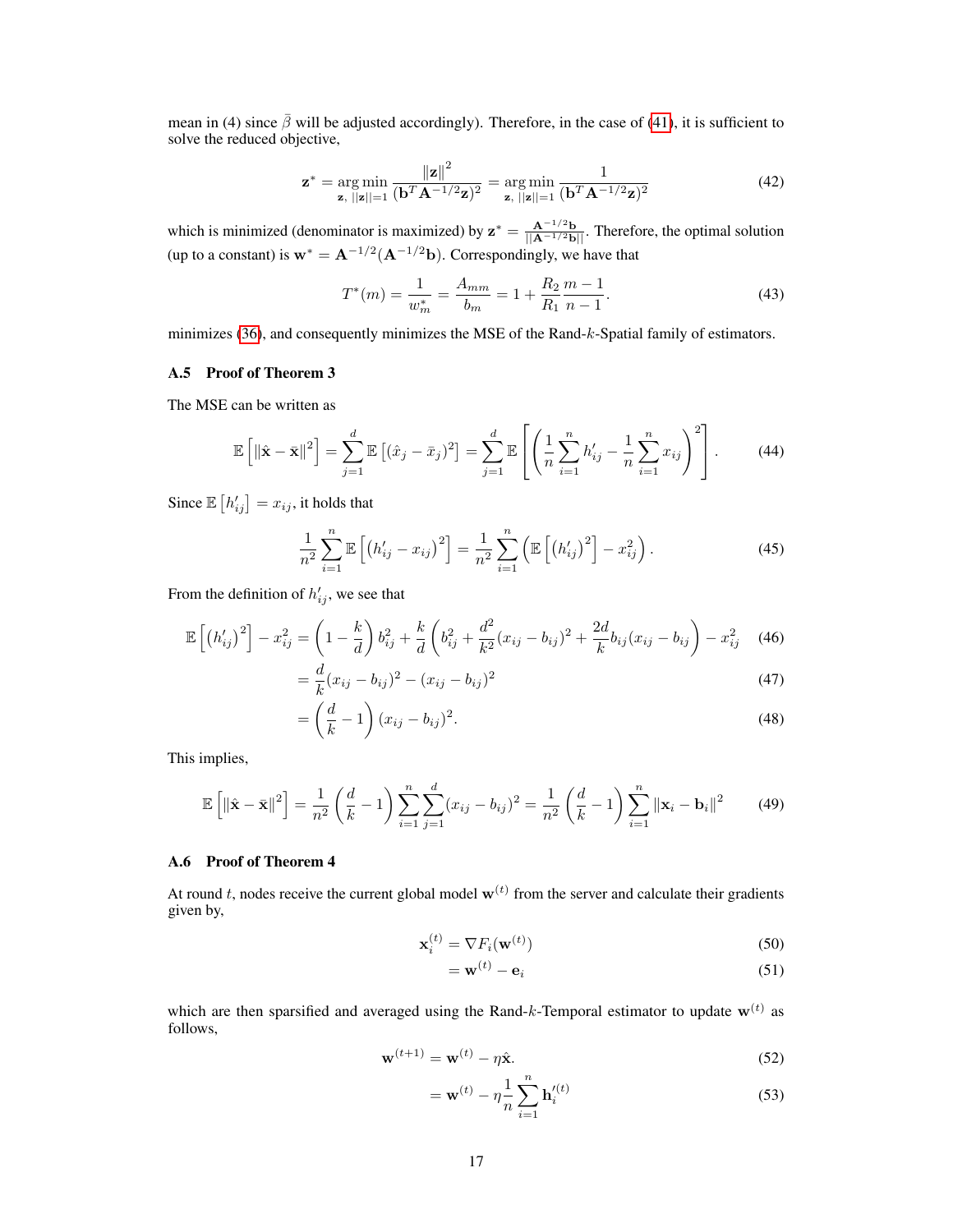mean in (4) since $\bar{\beta}$ will be adjusted accordingly). Therefore, in the case of (41), it is sufficient to solve the reduced objective,

$$\mathbf{z}^* = \arg\min_{\mathbf{z},\ ||\mathbf{z}||=1} \frac{\|\mathbf{z}\|^2}{(\mathbf{b}^T \mathbf{A}^{-1/2}\mathbf{z})^2} = \arg\min_{\mathbf{z},\ ||\mathbf{z}||=1} \frac{1}{(\mathbf{b}^T \mathbf{A}^{-1/2}\mathbf{z})^2} \tag{42}$$

which is minimized (denominator is maximized) by $\mathbf{z}^* = \frac{\mathbf{A}^{-1/2}\mathbf{b}}{||\mathbf{A}^{-1/2}\mathbf{b}||}$. Therefore, the optimal solution (up to a constant) is $\mathbf{w}^* = \mathbf{A}^{-1/2}(\mathbf{A}^{-1/2}\mathbf{b})$. Correspondingly, we have that

$$T^*(m) = \frac{1}{w_m^*} = \frac{A_{mm}}{b_m} = 1 + \frac{R_2}{R_1}\frac{m-1}{n-1}. \tag{43}$$

minimizes (36), and consequently minimizes the MSE of the Rand-$k$-Spatial family of estimators.

### A.5 Proof of Theorem 3

The MSE can be written as

$$\mathbb{E}\left[\|\hat{\mathbf{x}} - \bar{\mathbf{x}}\|^2\right] = \sum_{j=1}^{d} \mathbb{E}\left[(\hat{x}_j - \bar{x}_j)^2\right] = \sum_{j=1}^{d} \mathbb{E}\left[\left(\frac{1}{n}\sum_{i=1}^{n} h'_{ij} - \frac{1}{n}\sum_{i=1}^{n} x_{ij}\right)^2\right]. \tag{44}$$

Since $\mathbb{E}\left[h'_{ij}\right] = x_{ij}$, it holds that

$$\frac{1}{n^2}\sum_{i=1}^{n} \mathbb{E}\left[\left(h'_{ij} - x_{ij}\right)^2\right] = \frac{1}{n^2}\sum_{i=1}^{n}\left(\mathbb{E}\left[\left(h'_{ij}\right)^2\right] - x_{ij}^2\right). \tag{45}$$

From the definition of $h'_{ij}$, we see that

$$\mathbb{E}\left[\left(h'_{ij}\right)^2\right] - x_{ij}^2 = \left(1 - \frac{k}{d}\right) b_{ij}^2 + \frac{k}{d}\left(b_{ij}^2 + \frac{d^2}{k^2}(x_{ij} - b_{ij})^2 + \frac{2d}{k} b_{ij}(x_{ij} - b_{ij})\right) - x_{ij}^2 \tag{46}$$

$$= \frac{d}{k}(x_{ij} - b_{ij})^2 - (x_{ij} - b_{ij})^2 \tag{47}$$

$$= \left(\frac{d}{k} - 1\right)(x_{ij} - b_{ij})^2. \tag{48}$$

This implies,

$$\mathbb{E}\left[\|\hat{\mathbf{x}} - \bar{\mathbf{x}}\|^2\right] = \frac{1}{n^2}\left(\frac{d}{k} - 1\right)\sum_{i=1}^{n}\sum_{j=1}^{d}(x_{ij} - b_{ij})^2 = \frac{1}{n^2}\left(\frac{d}{k} - 1\right)\sum_{i=1}^{n}\|\mathbf{x}_i - \mathbf{b}_i\|^2 \tag{49}$$

### A.6 Proof of Theorem 4

At round $t$, nodes receive the current global model $\mathbf{w}^{(t)}$ from the server and calculate their gradients given by,

$$\mathbf{x}_i^{(t)} = \nabla F_i(\mathbf{w}^{(t)}) \tag{50}$$

$$= \mathbf{w}^{(t)} - \mathbf{e}_i \tag{51}$$

which are then sparsified and averaged using the Rand-$k$-Temporal estimator to update $\mathbf{w}^{(t)}$ as follows,

$$\mathbf{w}^{(t+1)} = \mathbf{w}^{(t)} - \eta\hat{\mathbf{x}}. \tag{52}$$

$$= \mathbf{w}^{(t)} - \eta\frac{1}{n}\sum_{i=1}^{n}\mathbf{h}_i'^{(t)} \tag{53}$$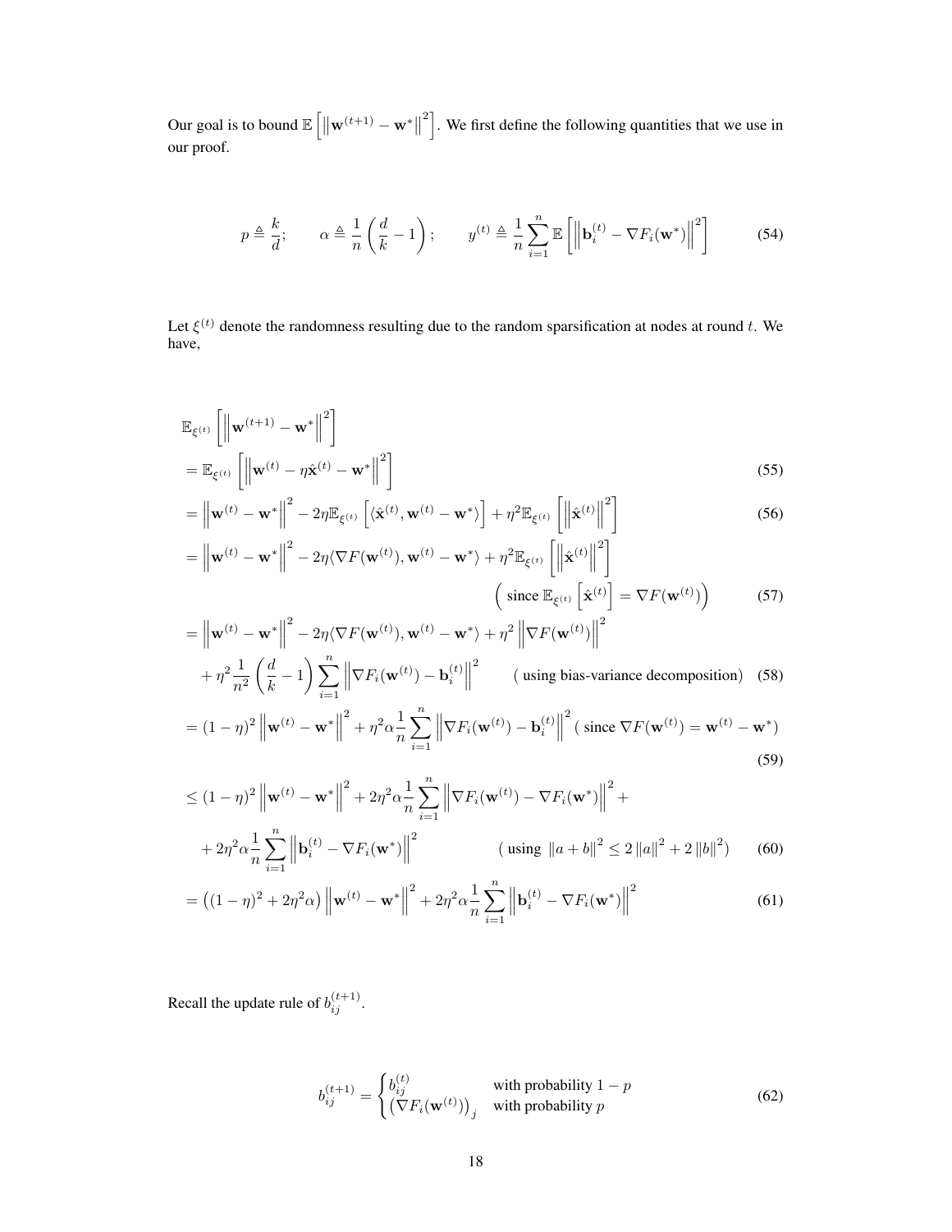Our goal is to bound $\mathbb{E}\left[\left\|\mathbf{w}^{(t+1)} - \mathbf{w}^*\right\|^2\right]$. We first define the following quantities that we use in our proof.

$$p \triangleq \frac{k}{d}; \qquad \alpha \triangleq \frac{1}{n}\left(\frac{d}{k} - 1\right); \qquad y^{(t)} \triangleq \frac{1}{n}\sum_{i=1}^{n} \mathbb{E}\left[\left\|\mathbf{b}_i^{(t)} - \nabla F_i(\mathbf{w}^*)\right\|^2\right] \tag{54}$$

Let $\xi^{(t)}$ denote the randomness resulting due to the random sparsification at nodes at round $t$. We have,

$$\mathbb{E}_{\xi^{(t)}}\left[\left\|\mathbf{w}^{(t+1)} - \mathbf{w}^*\right\|^2\right]$$

$$= \mathbb{E}_{\xi^{(t)}}\left[\left\|\mathbf{w}^{(t)} - \eta\hat{\mathbf{x}}^{(t)} - \mathbf{w}^*\right\|^2\right] \tag{55}$$

$$= \left\|\mathbf{w}^{(t)} - \mathbf{w}^*\right\|^2 - 2\eta\mathbb{E}_{\xi^{(t)}}\left[\langle\hat{\mathbf{x}}^{(t)}, \mathbf{w}^{(t)} - \mathbf{w}^*\rangle\right] + \eta^2\mathbb{E}_{\xi^{(t)}}\left[\left\|\hat{\mathbf{x}}^{(t)}\right\|^2\right] \tag{56}$$

$$= \left\|\mathbf{w}^{(t)} - \mathbf{w}^*\right\|^2 - 2\eta\langle\nabla F(\mathbf{w}^{(t)}), \mathbf{w}^{(t)} - \mathbf{w}^*\rangle + \eta^2\mathbb{E}_{\xi^{(t)}}\left[\left\|\hat{\mathbf{x}}^{(t)}\right\|^2\right] \quad \left(\text{since } \mathbb{E}_{\xi^{(t)}}\left[\hat{\mathbf{x}}^{(t)}\right] = \nabla F(\mathbf{w}^{(t)})\right) \tag{57}$$

$$= \left\|\mathbf{w}^{(t)} - \mathbf{w}^*\right\|^2 - 2\eta\langle\nabla F(\mathbf{w}^{(t)}), \mathbf{w}^{(t)} - \mathbf{w}^*\rangle + \eta^2\left\|\nabla F(\mathbf{w}^{(t)})\right\|^2 + \eta^2\frac{1}{n^2}\left(\frac{d}{k} - 1\right)\sum_{i=1}^{n}\left\|\nabla F_i(\mathbf{w}^{(t)}) - \mathbf{b}_i^{(t)}\right\|^2 \quad (\text{using bias-variance decomposition}) \tag{58}$$

$$= (1-\eta)^2\left\|\mathbf{w}^{(t)} - \mathbf{w}^*\right\|^2 + \eta^2\alpha\frac{1}{n}\sum_{i=1}^{n}\left\|\nabla F_i(\mathbf{w}^{(t)}) - \mathbf{b}_i^{(t)}\right\|^2 \quad (\text{since } \nabla F(\mathbf{w}^{(t)}) = \mathbf{w}^{(t)} - \mathbf{w}^*) \tag{59}$$

$$\leq (1-\eta)^2\left\|\mathbf{w}^{(t)} - \mathbf{w}^*\right\|^2 + 2\eta^2\alpha\frac{1}{n}\sum_{i=1}^{n}\left\|\nabla F_i(\mathbf{w}^{(t)}) - \nabla F_i(\mathbf{w}^*)\right\|^2 + 2\eta^2\alpha\frac{1}{n}\sum_{i=1}^{n}\left\|\mathbf{b}_i^{(t)} - \nabla F_i(\mathbf{w}^*)\right\|^2 \quad (\text{using } \|a+b\|^2 \leq 2\|a\|^2 + 2\|b\|^2) \tag{60}$$

$$= \left((1-\eta)^2 + 2\eta^2\alpha\right)\left\|\mathbf{w}^{(t)} - \mathbf{w}^*\right\|^2 + 2\eta^2\alpha\frac{1}{n}\sum_{i=1}^{n}\left\|\mathbf{b}_i^{(t)} - \nabla F_i(\mathbf{w}^*)\right\|^2 \tag{61}$$

Recall the update rule of $b_{ij}^{(t+1)}$.

$$b_{ij}^{(t+1)} = \begin{cases} b_{ij}^{(t)} & \text{with probability } 1-p \\ \left(\nabla F_i(\mathbf{w}^{(t)})\right)_j & \text{with probability } p \end{cases} \tag{62}$$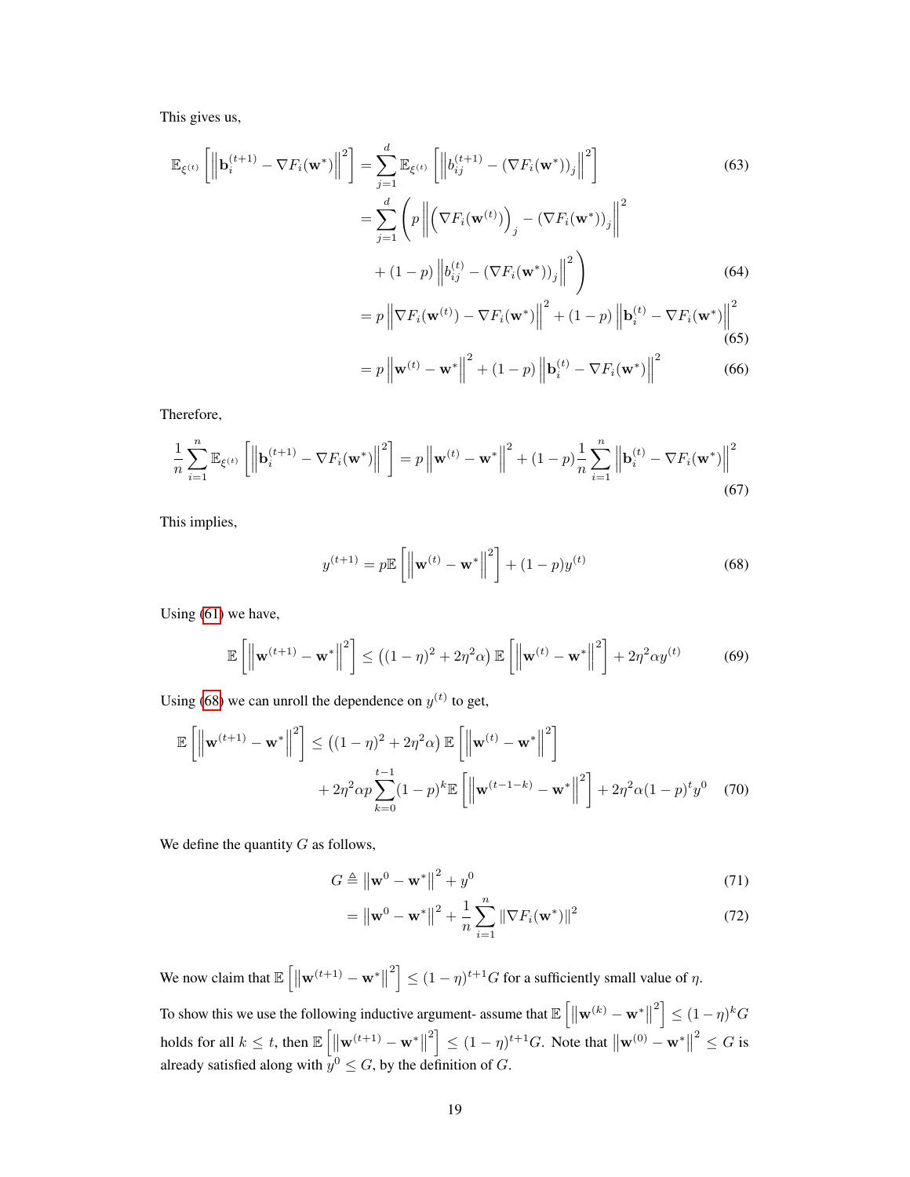This gives us,

$$
\begin{aligned}
\mathbb{E}_{\xi^{(t)}}\left[\left\|\mathbf{b}_i^{(t+1)} - \nabla F_i(\mathbf{w}^*)\right\|^2\right] &= \sum_{j=1}^{d} \mathbb{E}_{\xi^{(t)}}\left[\left\|b_{ij}^{(t+1)} - (\nabla F_i(\mathbf{w}^*))_j\right\|^2\right] &(63)\\
&= \sum_{j=1}^{d}\left(p\left\|\left(\nabla F_i(\mathbf{w}^{(t)})\right)_j - (\nabla F_i(\mathbf{w}^*))_j\right\|^2\right.\\
&\quad \left. + (1-p)\left\|b_{ij}^{(t)} - (\nabla F_i(\mathbf{w}^*))_j\right\|^2\right) &(64)\\
&= p\left\|\nabla F_i(\mathbf{w}^{(t)}) - \nabla F_i(\mathbf{w}^*)\right\|^2 + (1-p)\left\|\mathbf{b}_i^{(t)} - \nabla F_i(\mathbf{w}^*)\right\|^2 &(65)\\
&= p\left\|\mathbf{w}^{(t)} - \mathbf{w}^*\right\|^2 + (1-p)\left\|\mathbf{b}_i^{(t)} - \nabla F_i(\mathbf{w}^*)\right\|^2 &(66)
\end{aligned}
$$

Therefore,

$$
\frac{1}{n}\sum_{i=1}^{n}\mathbb{E}_{\xi^{(t)}}\left[\left\|\mathbf{b}_i^{(t+1)} - \nabla F_i(\mathbf{w}^*)\right\|^2\right] = p\left\|\mathbf{w}^{(t)} - \mathbf{w}^*\right\|^2 + (1-p)\frac{1}{n}\sum_{i=1}^{n}\left\|\mathbf{b}_i^{(t)} - \nabla F_i(\mathbf{w}^*)\right\|^2 \tag{67}
$$

This implies,

$$
y^{(t+1)} = p\mathbb{E}\left[\left\|\mathbf{w}^{(t)} - \mathbf{w}^*\right\|^2\right] + (1-p)y^{(t)} \tag{68}
$$

Using (61) we have,

$$
\mathbb{E}\left[\left\|\mathbf{w}^{(t+1)} - \mathbf{w}^*\right\|^2\right] \leq \left((1-\eta)^2 + 2\eta^2\alpha\right)\mathbb{E}\left[\left\|\mathbf{w}^{(t)} - \mathbf{w}^*\right\|^2\right] + 2\eta^2\alpha y^{(t)} \tag{69}
$$

Using (68) we can unroll the dependence on $y^{(t)}$ to get,

$$
\begin{aligned}
\mathbb{E}\left[\left\|\mathbf{w}^{(t+1)} - \mathbf{w}^*\right\|^2\right] &\leq \left((1-\eta)^2 + 2\eta^2\alpha\right)\mathbb{E}\left[\left\|\mathbf{w}^{(t)} - \mathbf{w}^*\right\|^2\right]\\
&\quad + 2\eta^2\alpha p\sum_{k=0}^{t-1}(1-p)^k\mathbb{E}\left[\left\|\mathbf{w}^{(t-1-k)} - \mathbf{w}^*\right\|^2\right] + 2\eta^2\alpha(1-p)^t y^0 \qquad (70)
\end{aligned}
$$

We define the quantity $G$ as follows,

$$
\begin{aligned}
G &\triangleq \left\|\mathbf{w}^0 - \mathbf{w}^*\right\|^2 + y^0 &(71)\\
&= \left\|\mathbf{w}^0 - \mathbf{w}^*\right\|^2 + \frac{1}{n}\sum_{i=1}^{n}\left\|\nabla F_i(\mathbf{w}^*)\right\|^2 &(72)
\end{aligned}
$$

We now claim that $\mathbb{E}\left[\left\|\mathbf{w}^{(t+1)} - \mathbf{w}^*\right\|^2\right] \leq (1-\eta)^{t+1}G$ for a sufficiently small value of $\eta$.

To show this we use the following inductive argument- assume that $\mathbb{E}\left[\left\|\mathbf{w}^{(k)} - \mathbf{w}^*\right\|^2\right] \leq (1-\eta)^k G$ holds for all $k \leq t$, then $\mathbb{E}\left[\left\|\mathbf{w}^{(t+1)} - \mathbf{w}^*\right\|^2\right] \leq (1-\eta)^{t+1}G$. Note that $\left\|\mathbf{w}^{(0)} - \mathbf{w}^*\right\|^2 \leq G$ is already satisfied along with $y^0 \leq G$, by the definition of $G$.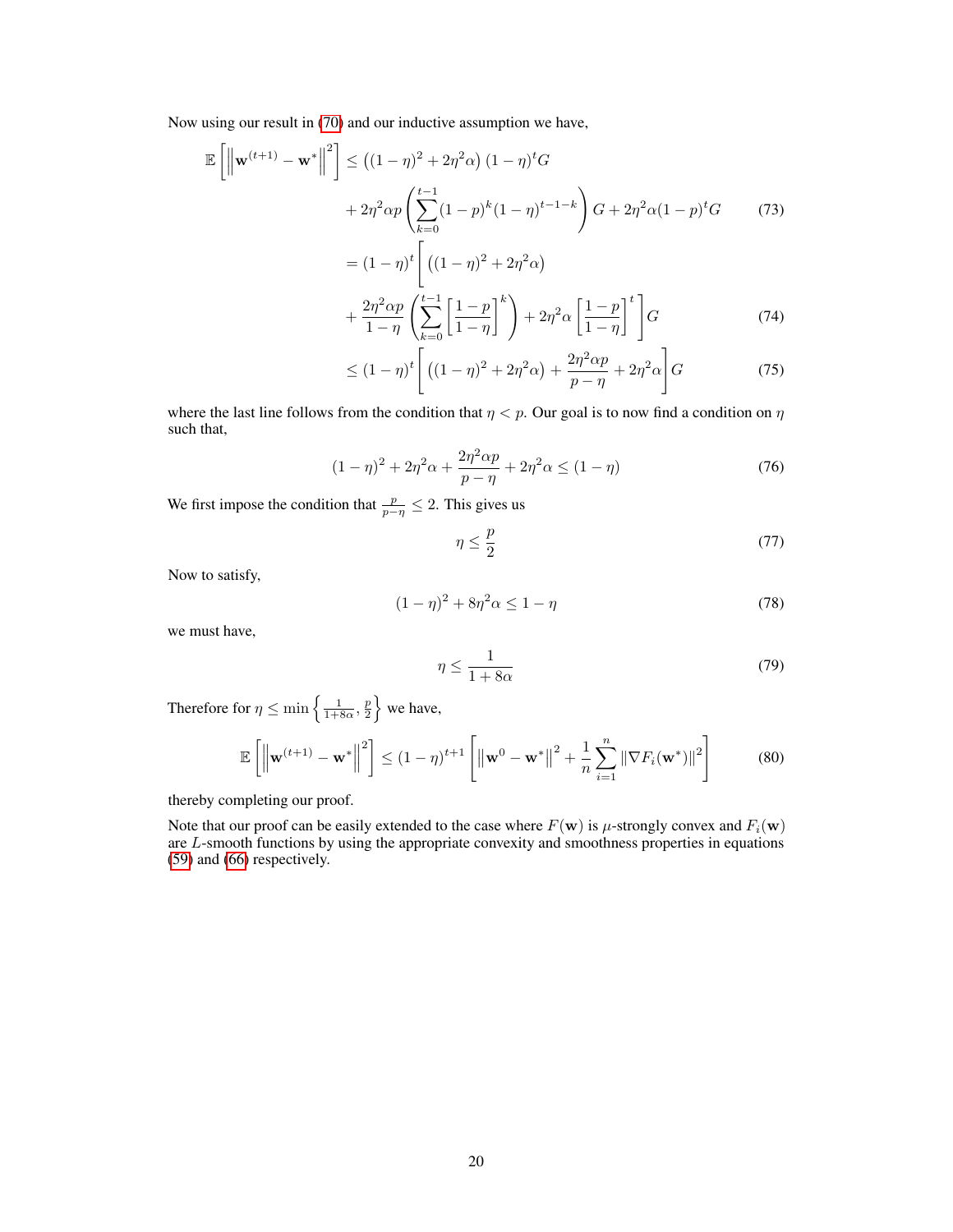Now using our result in (70) and our inductive assumption we have,

$$
\begin{aligned}
\mathbb{E}\left[\left\|\mathbf{w}^{(t+1)} - \mathbf{w}^*\right\|^2\right] &\leq \left((1-\eta)^2 + 2\eta^2\alpha\right)(1-\eta)^t G \\
&\quad + 2\eta^2\alpha p \left(\sum_{k=0}^{t-1}(1-p)^k(1-\eta)^{t-1-k}\right) G + 2\eta^2\alpha(1-p)^t G \qquad (73) \\
&= (1-\eta)^t \Bigg[\left((1-\eta)^2 + 2\eta^2\alpha\right) \\
&\quad + \frac{2\eta^2\alpha p}{1-\eta}\left(\sum_{k=0}^{t-1}\left[\frac{1-p}{1-\eta}\right]^k\right) + 2\eta^2\alpha\left[\frac{1-p}{1-\eta}\right]^t\Bigg] G \qquad (74) \\
&\leq (1-\eta)^t \left[\left((1-\eta)^2 + 2\eta^2\alpha\right) + \frac{2\eta^2\alpha p}{p-\eta} + 2\eta^2\alpha\right] G \qquad (75)
\end{aligned}
$$

where the last line follows from the condition that $\eta < p$. Our goal is to now find a condition on $\eta$ such that,

$$
(1-\eta)^2 + 2\eta^2\alpha + \frac{2\eta^2\alpha p}{p-\eta} + 2\eta^2\alpha \leq (1-\eta) \qquad (76)
$$

We first impose the condition that $\frac{p}{p-\eta} \leq 2$. This gives us

$$
\eta \leq \frac{p}{2} \qquad (77)
$$

Now to satisfy,

$$
(1-\eta)^2 + 8\eta^2\alpha \leq 1-\eta \qquad (78)
$$

we must have,

$$
\eta \leq \frac{1}{1+8\alpha} \qquad (79)
$$

Therefore for $\eta \leq \min\left\{\frac{1}{1+8\alpha}, \frac{p}{2}\right\}$ we have,

$$
\mathbb{E}\left[\left\|\mathbf{w}^{(t+1)} - \mathbf{w}^*\right\|^2\right] \leq (1-\eta)^{t+1}\left[\left\|\mathbf{w}^0 - \mathbf{w}^*\right\|^2 + \frac{1}{n}\sum_{i=1}^{n}\|\nabla F_i(\mathbf{w}^*)\|^2\right] \qquad (80)
$$

thereby completing our proof.

Note that our proof can be easily extended to the case where $F(\mathbf{w})$ is $\mu$-strongly convex and $F_i(\mathbf{w})$ are $L$-smooth functions by using the appropriate convexity and smoothness properties in equations (59) and (66) respectively.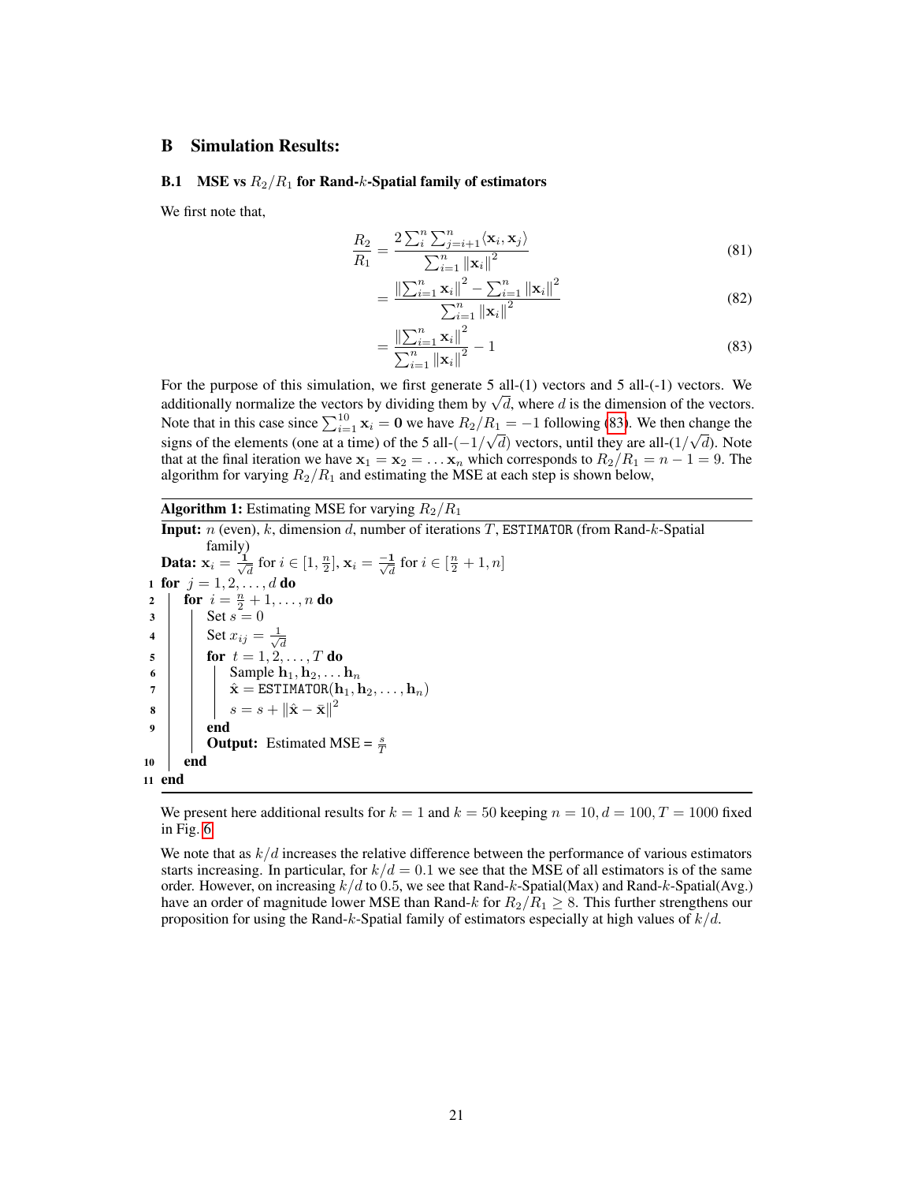## B Simulation Results:

### B.1 MSE vs $R_2/R_1$ for Rand-$k$-Spatial family of estimators

We first note that,

$$\frac{R_2}{R_1} = \frac{2\sum_{i}^{n}\sum_{j=i+1}^{n}\langle \mathbf{x}_i, \mathbf{x}_j\rangle}{\sum_{i=1}^{n}\|\mathbf{x}_i\|^2} \tag{81}$$

$$= \frac{\left\|\sum_{i=1}^{n}\mathbf{x}_i\right\|^2 - \sum_{i=1}^{n}\|\mathbf{x}_i\|^2}{\sum_{i=1}^{n}\|\mathbf{x}_i\|^2} \tag{82}$$

$$= \frac{\left\|\sum_{i=1}^{n}\mathbf{x}_i\right\|^2}{\sum_{i=1}^{n}\|\mathbf{x}_i\|^2} - 1 \tag{83}$$

For the purpose of this simulation, we first generate 5 all-(1) vectors and 5 all-(-1) vectors. We additionally normalize the vectors by dividing them by $\sqrt{d}$, where $d$ is the dimension of the vectors. Note that in this case since $\sum_{i=1}^{10}\mathbf{x}_i = \mathbf{0}$ we have $R_2/R_1 = -1$ following (83). We then change the signs of the elements (one at a time) of the 5 all-$(-1/\sqrt{d})$ vectors, until they are all-$(1/\sqrt{d})$. Note that at the final iteration we have $\mathbf{x}_1 = \mathbf{x}_2 = \ldots \mathbf{x}_n$ which corresponds to $R_2/R_1 = n - 1 = 9$. The algorithm for varying $R_2/R_1$ and estimating the MSE at each step is shown below,

**Algorithm 1:** Estimating MSE for varying $R_2/R_1$

**Input:** $n$ (even), $k$, dimension $d$, number of iterations $T$, ESTIMATOR (from Rand-$k$-Spatial family)

**Data:** $\mathbf{x}_i = \frac{\mathbf{1}}{\sqrt{d}}$ for $i \in [1, \frac{n}{2}]$, $\mathbf{x}_i = \frac{-\mathbf{1}}{\sqrt{d}}$ for $i \in [\frac{n}{2}+1, n]$

```
1  for j = 1, 2, ..., d do
2      for i = n/2 + 1, ..., n do
3          Set s = 0
4          Set x_ij = 1/√d
5          for t = 1, 2, ..., T do
6              Sample h_1, h_2, ... h_n
7              x̂ = ESTIMATOR(h_1, h_2, ..., h_n)
8              s = s + ||x̂ − x̄||^2
9          end
           Output: Estimated MSE = s/T
10     end
11 end
```

We present here additional results for $k = 1$ and $k = 50$ keeping $n = 10, d = 100, T = 1000$ fixed in Fig. 6

We note that as $k/d$ increases the relative difference between the performance of various estimators starts increasing. In particular, for $k/d = 0.1$ we see that the MSE of all estimators is of the same order. However, on increasing $k/d$ to 0.5, we see that Rand-$k$-Spatial(Max) and Rand-$k$-Spatial(Avg.) have an order of magnitude lower MSE than Rand-$k$ for $R_2/R_1 \geq 8$. This further strengthens our proposition for using the Rand-$k$-Spatial family of estimators especially at high values of $k/d$.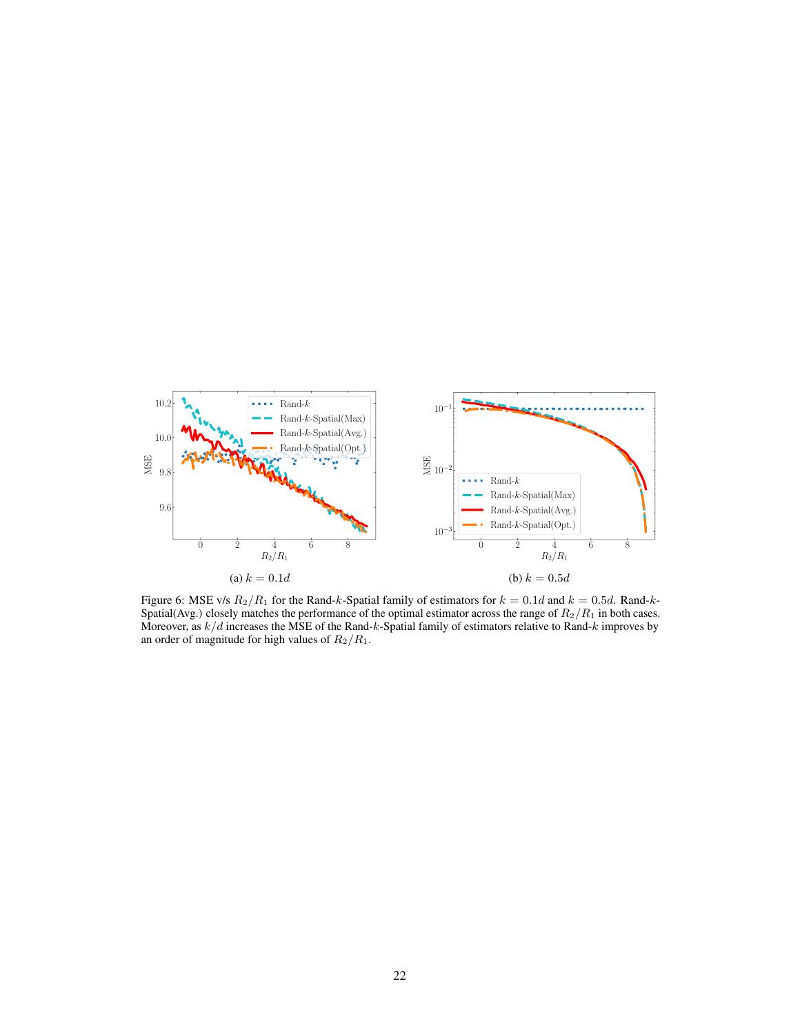(a) $k = 0.1d$

(b) $k = 0.5d$

Figure 6: MSE v/s $R_2/R_1$ for the Rand-$k$-Spatial family of estimators for $k = 0.1d$ and $k = 0.5d$. Rand-$k$-Spatial(Avg.) closely matches the performance of the optimal estimator across the range of $R_2/R_1$ in both cases. Moreover, as $k/d$ increases the MSE of the Rand-$k$-Spatial family of estimators relative to Rand-$k$ improves by an order of magnitude for high values of $R_2/R_1$.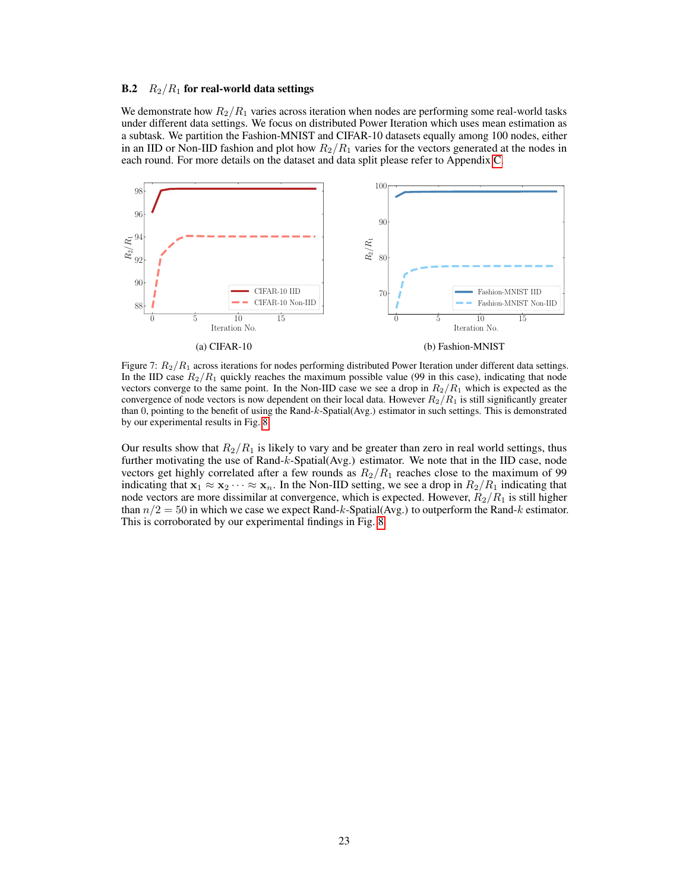### B.2 $R_2/R_1$ for real-world data settings

We demonstrate how $R_2/R_1$ varies across iteration when nodes are performing some real-world tasks under different data settings. We focus on distributed Power Iteration which uses mean estimation as a subtask. We partition the Fashion-MNIST and CIFAR-10 datasets equally among 100 nodes, either in an IID or Non-IID fashion and plot how $R_2/R_1$ varies for the vectors generated at the nodes in each round. For more details on the dataset and data split please refer to Appendix C.

(a) CIFAR-10

(b) Fashion-MNIST

Figure 7: $R_2/R_1$ across iterations for nodes performing distributed Power Iteration under different data settings. In the IID case $R_2/R_1$ quickly reaches the maximum possible value (99 in this case), indicating that node vectors converge to the same point. In the Non-IID case we see a drop in $R_2/R_1$ which is expected as the convergence of node vectors is now dependent on their local data. However $R_2/R_1$ is still significantly greater than 0, pointing to the benefit of using the Rand-$k$-Spatial(Avg.) estimator in such settings. This is demonstrated by our experimental results in Fig. 8.

Our results show that $R_2/R_1$ is likely to vary and be greater than zero in real world settings, thus further motivating the use of Rand-$k$-Spatial(Avg.) estimator. We note that in the IID case, node vectors get highly correlated after a few rounds as $R_2/R_1$ reaches close to the maximum of 99 indicating that $\mathbf{x}_1 \approx \mathbf{x}_2 \cdots \approx \mathbf{x}_n$. In the Non-IID setting, we see a drop in $R_2/R_1$ indicating that node vectors are more dissimilar at convergence, which is expected. However, $R_2/R_1$ is still higher than $n/2 = 50$ in which we case we expect Rand-$k$-Spatial(Avg.) to outperform the Rand-$k$ estimator. This is corroborated by our experimental findings in Fig. 8.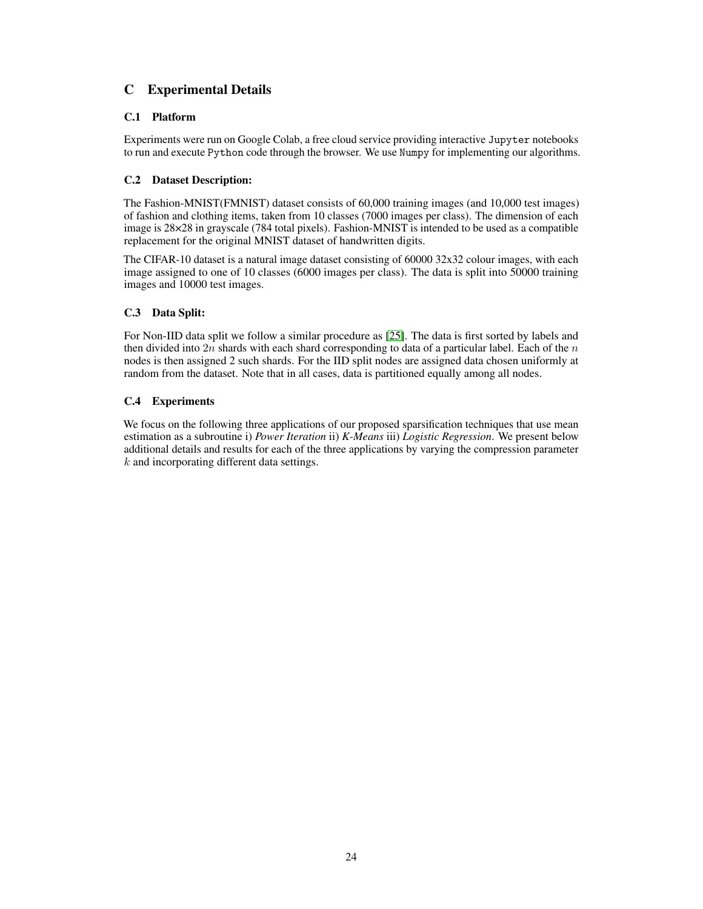# C Experimental Details

## C.1 Platform

Experiments were run on Google Colab, a free cloud service providing interactive `Jupyter` notebooks to run and execute `Python` code through the browser. We use `Numpy` for implementing our algorithms.

## C.2 Dataset Description:

The Fashion-MNIST(FMNIST) dataset consists of 60,000 training images (and 10,000 test images) of fashion and clothing items, taken from 10 classes (7000 images per class). The dimension of each image is 28×28 in grayscale (784 total pixels). Fashion-MNIST is intended to be used as a compatible replacement for the original MNIST dataset of handwritten digits.

The CIFAR-10 dataset is a natural image dataset consisting of 60000 32x32 colour images, with each image assigned to one of 10 classes (6000 images per class). The data is split into 50000 training images and 10000 test images.

## C.3 Data Split:

For Non-IID data split we follow a similar procedure as [25]. The data is first sorted by labels and then divided into $2n$ shards with each shard corresponding to data of a particular label. Each of the $n$ nodes is then assigned 2 such shards. For the IID split nodes are assigned data chosen uniformly at random from the dataset. Note that in all cases, data is partitioned equally among all nodes.

## C.4 Experiments

We focus on the following three applications of our proposed sparsification techniques that use mean estimation as a subroutine i) *Power Iteration* ii) *K-Means* iii) *Logistic Regression*. We present below additional details and results for each of the three applications by varying the compression parameter $k$ and incorporating different data settings.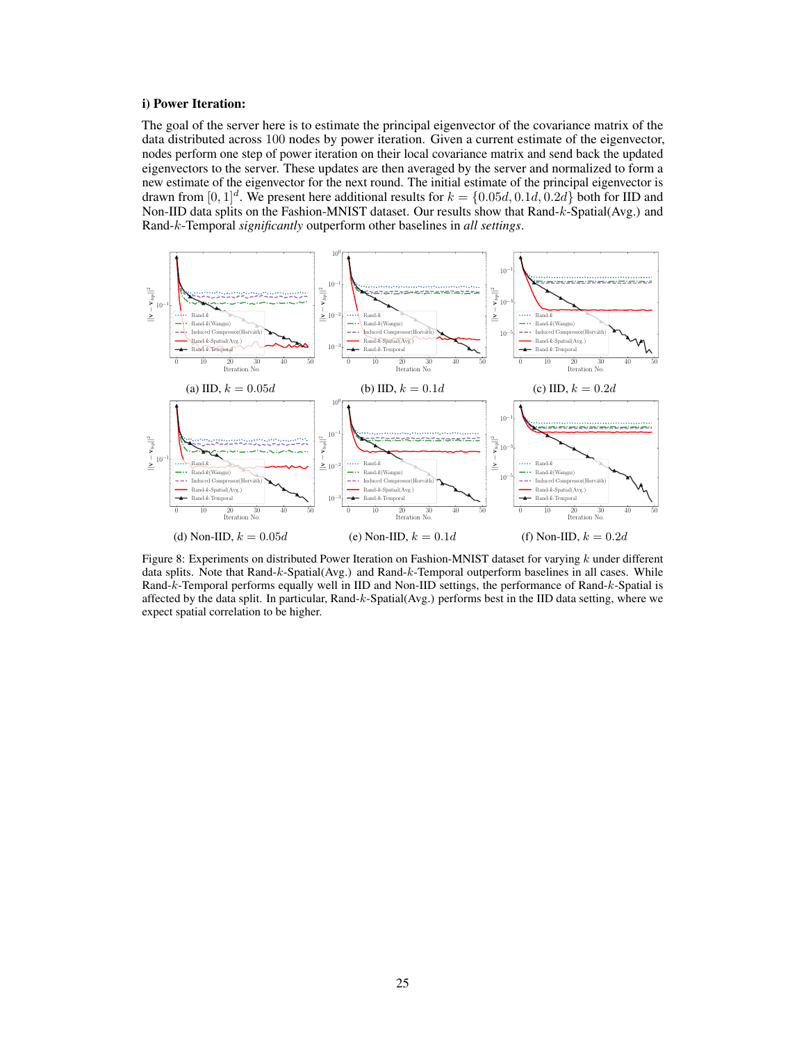**i) Power Iteration:**

The goal of the server here is to estimate the principal eigenvector of the covariance matrix of the data distributed across 100 nodes by power iteration. Given a current estimate of the eigenvector, nodes perform one step of power iteration on their local covariance matrix and send back the updated eigenvectors to the server. These updates are then averaged by the server and normalized to form a new estimate of the eigenvector for the next round. The initial estimate of the principal eigenvector is drawn from $[0, 1]^d$. We present here additional results for $k = \{0.05d, 0.1d, 0.2d\}$ both for IID and Non-IID data splits on the Fashion-MNIST dataset. Our results show that Rand-$k$-Spatial(Avg.) and Rand-$k$-Temporal *significantly* outperform other baselines in *all settings*.

(a) IID, $k = 0.05d$

(b) IID, $k = 0.1d$

(c) IID, $k = 0.2d$

(d) Non-IID, $k = 0.05d$

(e) Non-IID, $k = 0.1d$

(f) Non-IID, $k = 0.2d$

Figure 8: Experiments on distributed Power Iteration on Fashion-MNIST dataset for varying $k$ under different data splits. Note that Rand-$k$-Spatial(Avg.) and Rand-$k$-Temporal outperform baselines in all cases. While Rand-$k$-Temporal performs equally well in IID and Non-IID settings, the performance of Rand-$k$-Spatial is affected by the data split. In particular, Rand-$k$-Spatial(Avg.) performs best in the IID data setting, where we expect spatial correlation to be higher.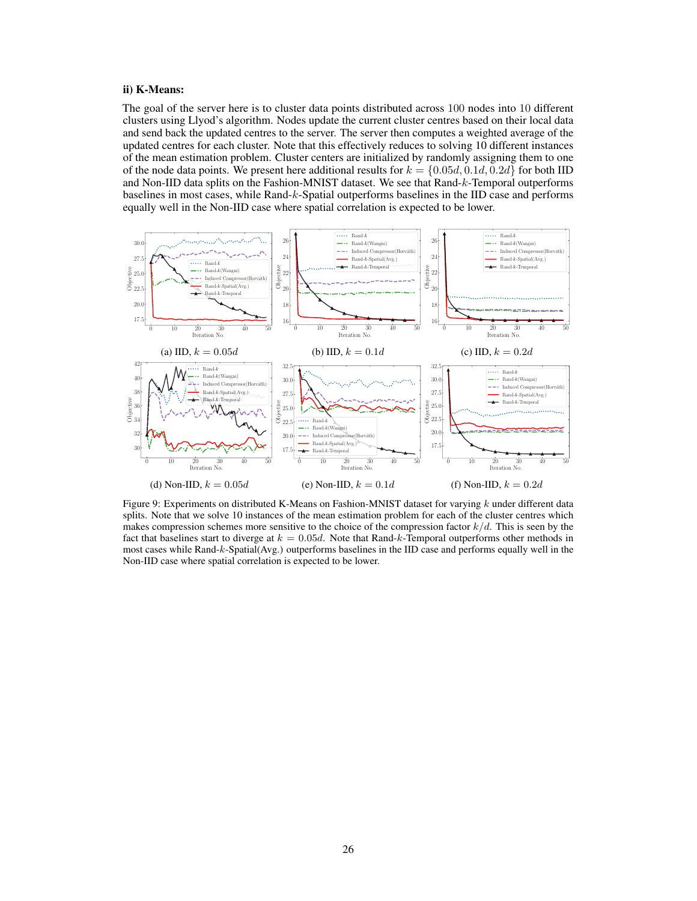**ii) K-Means:**

The goal of the server here is to cluster data points distributed across 100 nodes into 10 different clusters using Llyod's algorithm. Nodes update the current cluster centres based on their local data and send back the updated centres to the server. The server then computes a weighted average of the updated centres for each cluster. Note that this effectively reduces to solving 10 different instances of the mean estimation problem. Cluster centers are initialized by randomly assigning them to one of the node data points. We present here additional results for $k = \{0.05d, 0.1d, 0.2d\}$ for both IID and Non-IID data splits on the Fashion-MNIST dataset. We see that Rand-$k$-Temporal outperforms baselines in most cases, while Rand-$k$-Spatial outperforms baselines in the IID case and performs equally well in the Non-IID case where spatial correlation is expected to be lower.

(a) IID, $k = 0.05d$ (b) IID, $k = 0.1d$ (c) IID, $k = 0.2d$

(d) Non-IID, $k = 0.05d$ (e) Non-IID, $k = 0.1d$ (f) Non-IID, $k = 0.2d$

Figure 9: Experiments on distributed K-Means on Fashion-MNIST dataset for varying $k$ under different data splits. Note that we solve 10 instances of the mean estimation problem for each of the cluster centres which makes compression schemes more sensitive to the choice of the compression factor $k/d$. This is seen by the fact that baselines start to diverge at $k = 0.05d$. Note that Rand-$k$-Temporal outperforms other methods in most cases while Rand-$k$-Spatial(Avg.) outperforms baselines in the IID case and performs equally well in the Non-IID case where spatial correlation is expected to be lower.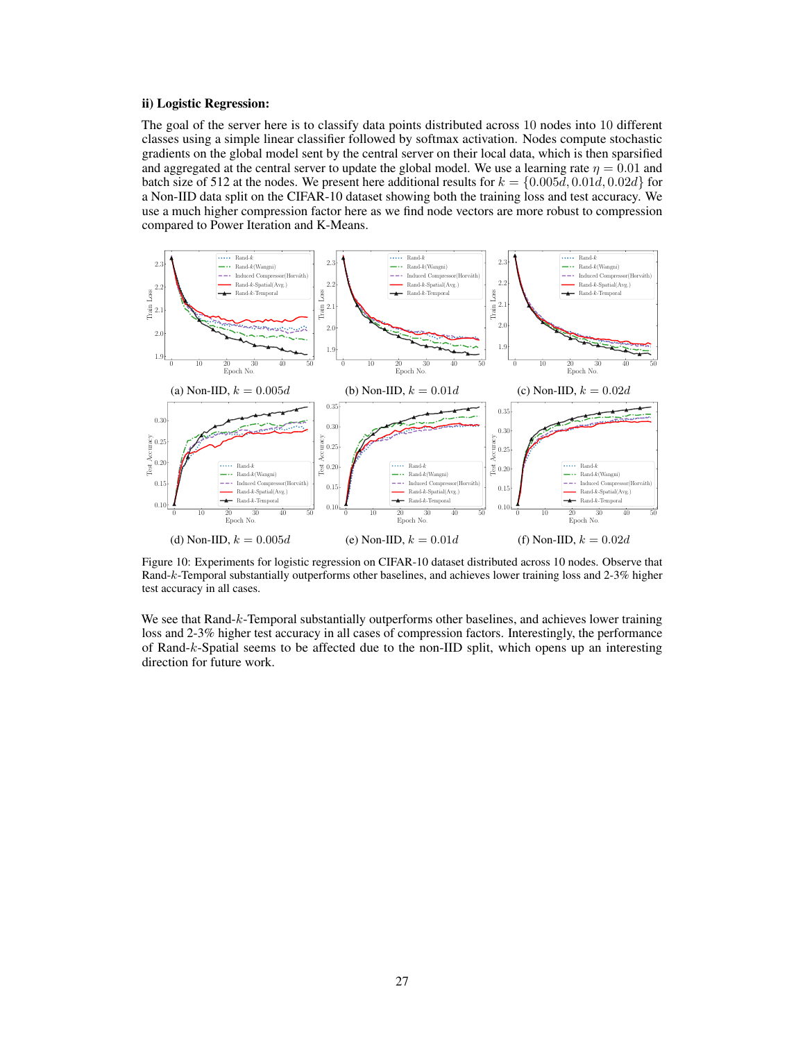**ii) Logistic Regression:**

The goal of the server here is to classify data points distributed across 10 nodes into 10 different classes using a simple linear classifier followed by softmax activation. Nodes compute stochastic gradients on the global model sent by the central server on their local data, which is then sparsified and aggregated at the central server to update the global model. We use a learning rate $\eta = 0.01$ and batch size of 512 at the nodes. We present here additional results for $k = \{0.005d, 0.01d, 0.02d\}$ for a Non-IID data split on the CIFAR-10 dataset showing both the training loss and test accuracy. We use a much higher compression factor here as we find node vectors are more robust to compression compared to Power Iteration and K-Means.

(a) Non-IID, $k = 0.005d$ (b) Non-IID, $k = 0.01d$ (c) Non-IID, $k = 0.02d$

(d) Non-IID, $k = 0.005d$ (e) Non-IID, $k = 0.01d$ (f) Non-IID, $k = 0.02d$

Figure 10: Experiments for logistic regression on CIFAR-10 dataset distributed across 10 nodes. Observe that Rand-$k$-Temporal substantially outperforms other baselines, and achieves lower training loss and 2-3% higher test accuracy in all cases.

We see that Rand-$k$-Temporal substantially outperforms other baselines, and achieves lower training loss and 2-3% higher test accuracy in all cases of compression factors. Interestingly, the performance of Rand-$k$-Spatial seems to be affected due to the non-IID split, which opens up an interesting direction for future work.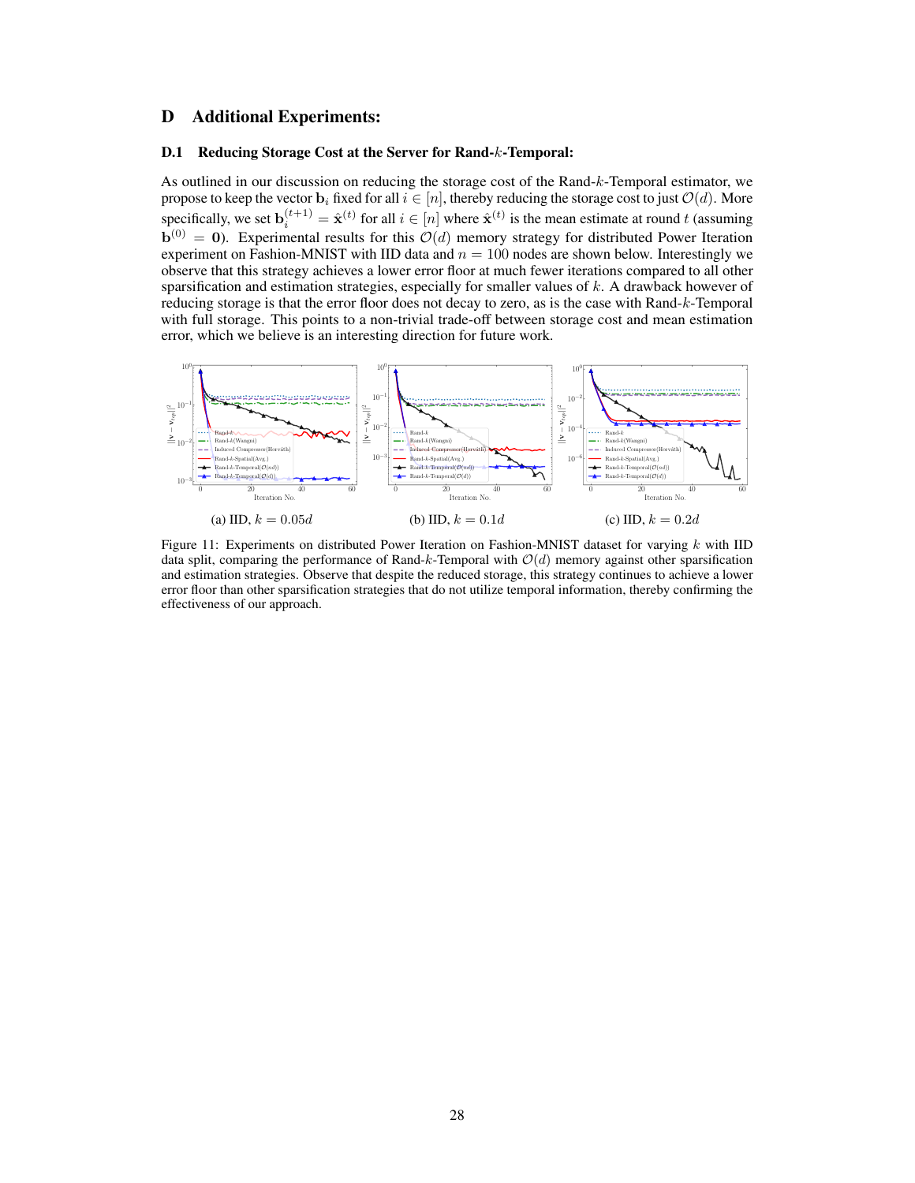# D Additional Experiments:

## D.1 Reducing Storage Cost at the Server for Rand-$k$-Temporal:

As outlined in our discussion on reducing the storage cost of the Rand-$k$-Temporal estimator, we propose to keep the vector $\mathbf{b}_i$ fixed for all $i \in [n]$, thereby reducing the storage cost to just $\mathcal{O}(d)$. More specifically, we set $\mathbf{b}_i^{(t+1)} = \hat{\mathbf{x}}^{(t)}$ for all $i \in [n]$ where $\hat{\mathbf{x}}^{(t)}$ is the mean estimate at round $t$ (assuming $\mathbf{b}^{(0)} = \mathbf{0}$). Experimental results for this $\mathcal{O}(d)$ memory strategy for distributed Power Iteration experiment on Fashion-MNIST with IID data and $n = 100$ nodes are shown below. Interestingly we observe that this strategy achieves a lower error floor at much fewer iterations compared to all other sparsification and estimation strategies, especially for smaller values of $k$. A drawback however of reducing storage is that the error floor does not decay to zero, as is the case with Rand-$k$-Temporal with full storage. This points to a non-trivial trade-off between storage cost and mean estimation error, which we believe is an interesting direction for future work.

$10^0$
$10^{-1}$
$10^{-2}$
$10^{-3}$
$\|\mathbf{v} - \mathbf{v}_{top}\|^2$
0
20
40
60
Iteration No.
Rand-$k$
Rand-$k$(Wangni)
Induced Compressor(Horváth)
Rand-$k$-Spatial(Avg.)
Rand-$k$-Temporal($\mathcal{O}(nd)$)
Rand-$k$-Temporal($\mathcal{O}(d)$)

(a) IID, $k = 0.05d$

$10^0$
$10^{-1}$
$10^{-2}$
$10^{-3}$
$\|\mathbf{v} - \mathbf{v}_{top}\|^2$
0
20
40
60
Iteration No.
Rand-$k$
Rand-$k$(Wangni)
Induced Compressor(Horváth)
Rand-$k$-Spatial(Avg.)
Rand-$k$-Temporal($\mathcal{O}(nd)$)
Rand-$k$-Temporal($\mathcal{O}(d)$)

(b) IID, $k = 0.1d$

$10^0$
$10^{-2}$
$10^{-4}$
$10^{-6}$
$\|\mathbf{v} - \mathbf{v}_{top}\|^2$
0
20
40
60
Iteration No.
Rand-$k$
Rand-$k$(Wangni)
Induced Compressor(Horváth)
Rand-$k$-Spatial(Avg.)
Rand-$k$-Temporal($\mathcal{O}(nd)$)
Rand-$k$-Temporal($\mathcal{O}(d)$)

(c) IID, $k = 0.2d$

Figure 11: Experiments on distributed Power Iteration on Fashion-MNIST dataset for varying $k$ with IID data split, comparing the performance of Rand-$k$-Temporal with $\mathcal{O}(d)$ memory against other sparsification and estimation strategies. Observe that despite the reduced storage, this strategy continues to achieve a lower error floor than other sparsification strategies that do not utilize temporal information, thereby confirming the effectiveness of our approach.